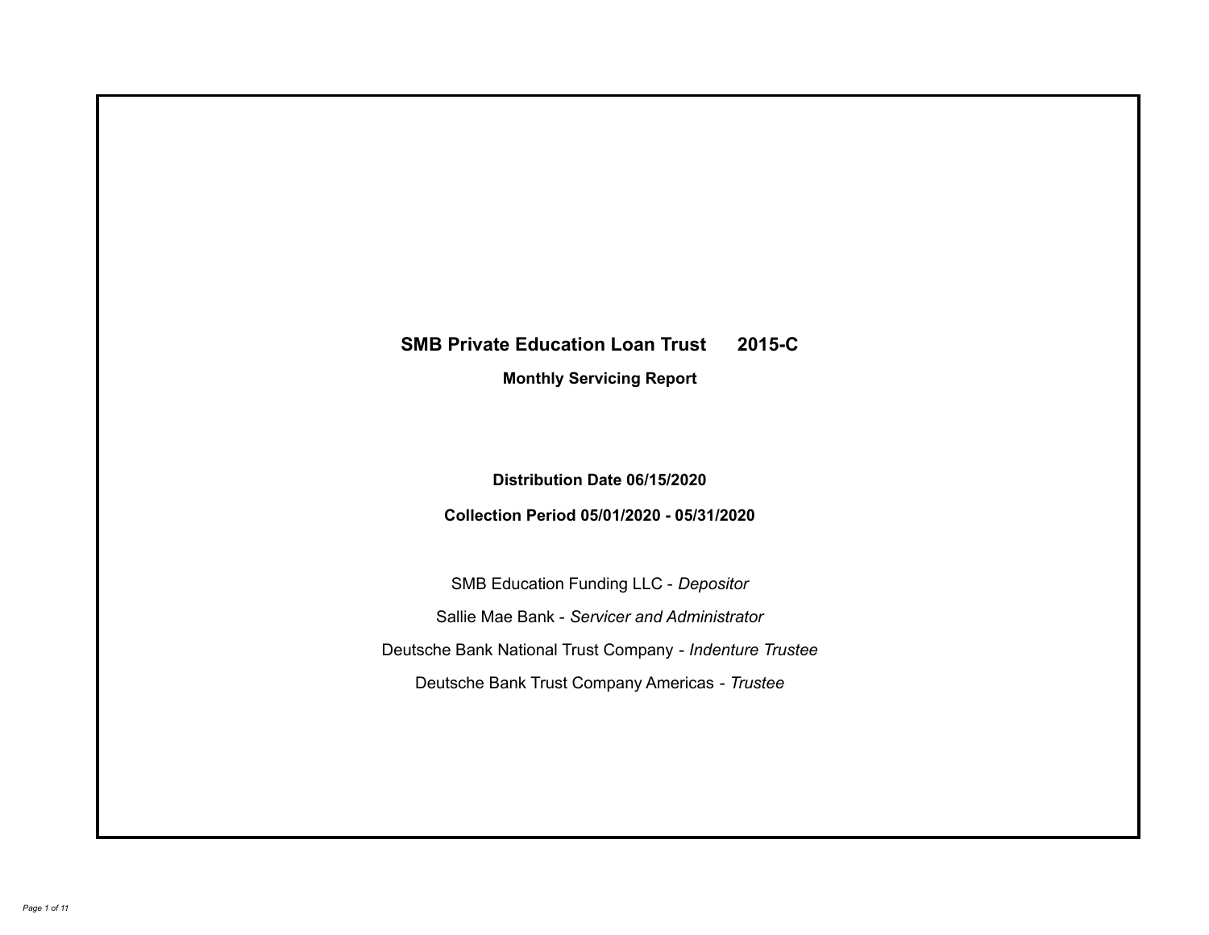# SMB Private Education Loan Trust 2015-C

## Monthly Servicing Report

**Distribution Date 06/15/2020**

**Collection Period 05/01/2020 - 05/31/2020**

SMB Education Funding LLC - *Depositor*

Sallie Mae Bank - *Servicer and Administrator*

Deutsche Bank National Trust Company - *Indenture Trustee*

Deutsche Bank Trust Company Americas - *Trustee*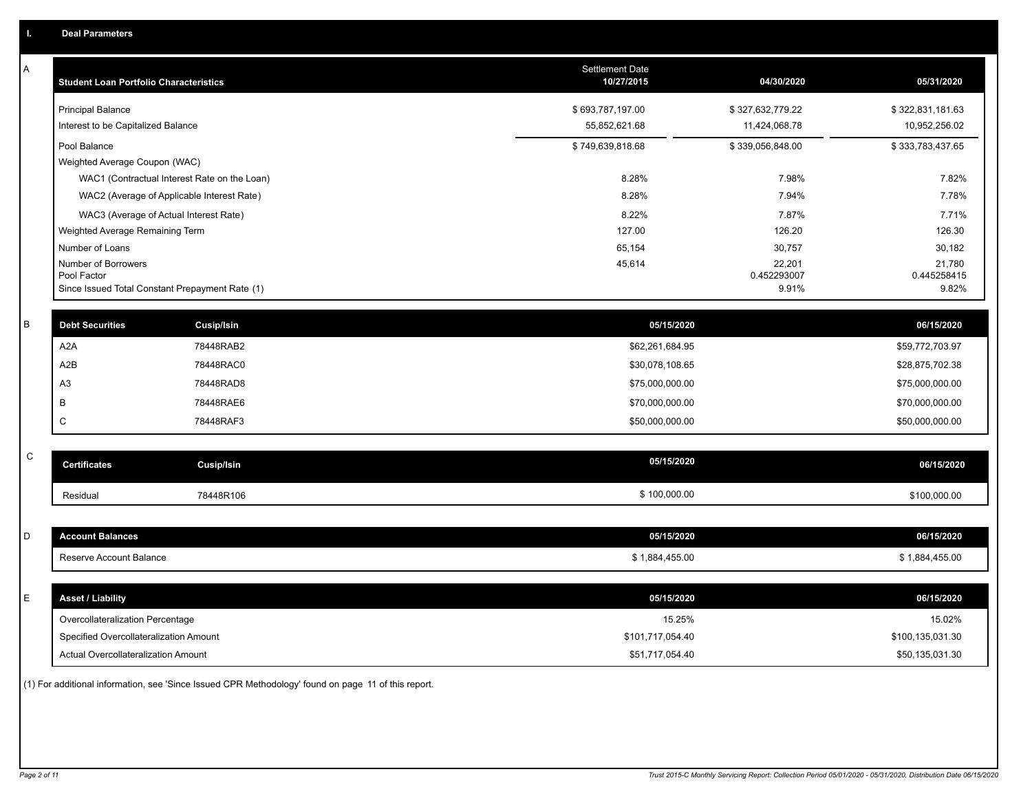## I. Deal Parameters

### A

| Student Loan Portfolio Characteristics | Settlement Date 10/27/2015 | 04/30/2020 | 05/31/2020 |
|---|---|---|---|
| Principal Balance | $ 693,787,197.00 | $ 327,632,779.22 | $ 322,831,181.63 |
| Interest to be Capitalized Balance | 55,852,621.68 | 11,424,068.78 | 10,952,256.02 |
| Pool Balance | $ 749,639,818.68 | $ 339,056,848.00 | $ 333,783,437.65 |
| Weighted Average Coupon (WAC) | | | |
| WAC1 (Contractual Interest Rate on the Loan) | 8.28% | 7.98% | 7.82% |
| WAC2 (Average of Applicable Interest Rate) | 8.28% | 7.94% | 7.78% |
| WAC3 (Average of Actual Interest Rate) | 8.22% | 7.87% | 7.71% |
| Weighted Average Remaining Term | 127.00 | 126.20 | 126.30 |
| Number of Loans | 65,154 | 30,757 | 30,182 |
| Number of Borrowers | 45,614 | 22,201 | 21,780 |
| Pool Factor | | 0.452293007 | 0.445258415 |
| Since Issued Total Constant Prepayment Rate (1) | | 9.91% | 9.82% |

### B

| Debt Securities | Cusip/Isin | 05/15/2020 | 06/15/2020 |
|---|---|---|---|
| A2A | 78448RAB2 | $62,261,684.95 | $59,772,703.97 |
| A2B | 78448RAC0 | $30,078,108.65 | $28,875,702.38 |
| A3 | 78448RAD8 | $75,000,000.00 | $75,000,000.00 |
| B | 78448RAE6 | $70,000,000.00 | $70,000,000.00 |
| C | 78448RAF3 | $50,000,000.00 | $50,000,000.00 |

### C

| Certificates | Cusip/Isin | 05/15/2020 | 06/15/2020 |
|---|---|---|---|
| Residual | 78448R106 | $ 100,000.00 | $100,000.00 |

### D

| Account Balances | 05/15/2020 | 06/15/2020 |
|---|---|---|
| Reserve Account Balance | $ 1,884,455.00 | $ 1,884,455.00 |

### E

| Asset / Liability | 05/15/2020 | 06/15/2020 |
|---|---|---|
| Overcollateralization Percentage | 15.25% | 15.02% |
| Specified Overcollateralization Amount | $101,717,054.40 | $100,135,031.30 |
| Actual Overcollateralization Amount | $51,717,054.40 | $50,135,031.30 |

(1) For additional information, see 'Since Issued CPR Methodology' found on page 11 of this report.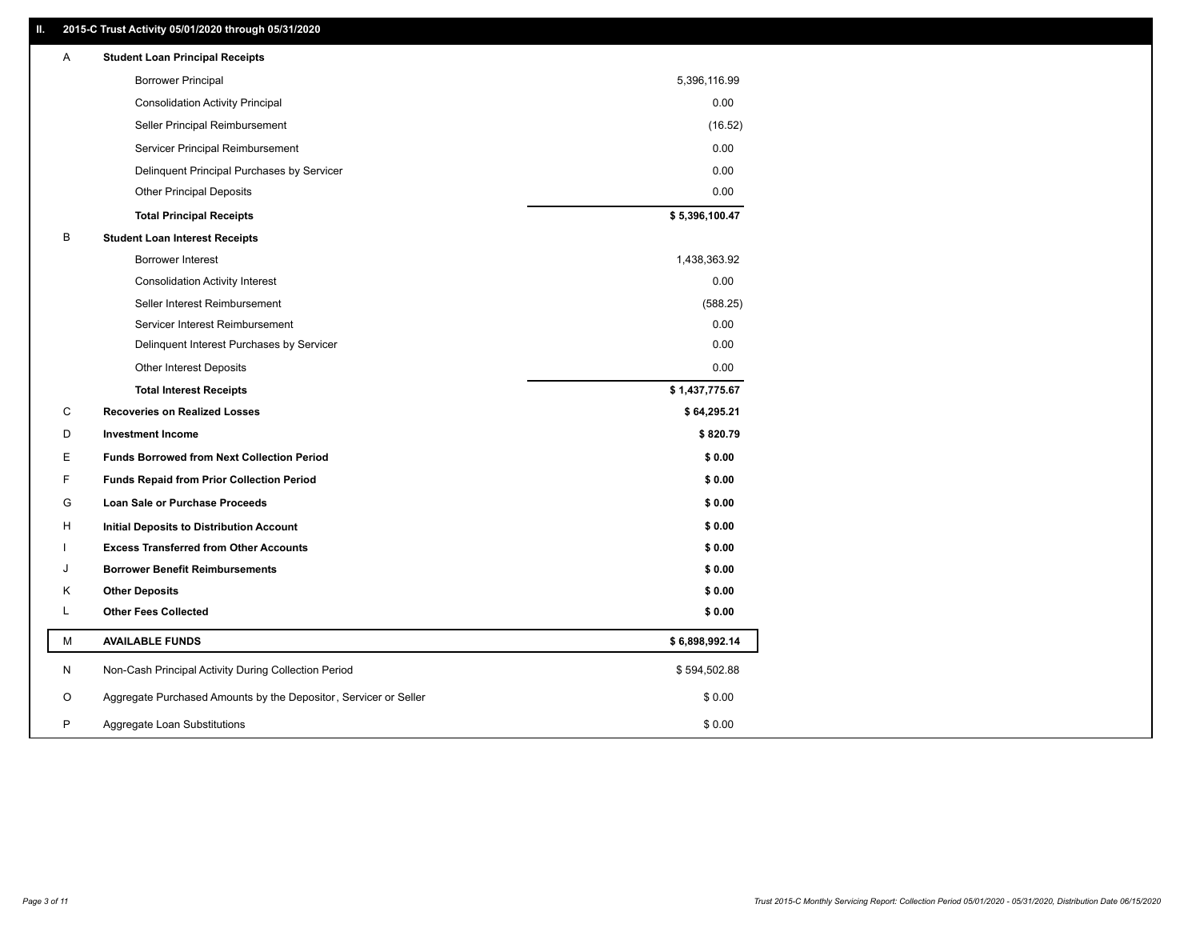## II. 2015-C Trust Activity 05/01/2020 through 05/31/2020

| | | |
|---|---|---|
| A | **Student Loan Principal Receipts** | |
| | Borrower Principal | 5,396,116.99 |
| | Consolidation Activity Principal | 0.00 |
| | Seller Principal Reimbursement | (16.52) |
| | Servicer Principal Reimbursement | 0.00 |
| | Delinquent Principal Purchases by Servicer | 0.00 |
| | Other Principal Deposits | 0.00 |
| | **Total Principal Receipts** | **$ 5,396,100.47** |
| B | **Student Loan Interest Receipts** | |
| | Borrower Interest | 1,438,363.92 |
| | Consolidation Activity Interest | 0.00 |
| | Seller Interest Reimbursement | (588.25) |
| | Servicer Interest Reimbursement | 0.00 |
| | Delinquent Interest Purchases by Servicer | 0.00 |
| | Other Interest Deposits | 0.00 |
| | **Total Interest Receipts** | **$ 1,437,775.67** |
| C | **Recoveries on Realized Losses** | **$ 64,295.21** |
| D | **Investment Income** | **$ 820.79** |
| E | **Funds Borrowed from Next Collection Period** | **$ 0.00** |
| F | **Funds Repaid from Prior Collection Period** | **$ 0.00** |
| G | **Loan Sale or Purchase Proceeds** | **$ 0.00** |
| H | **Initial Deposits to Distribution Account** | **$ 0.00** |
| I | **Excess Transferred from Other Accounts** | **$ 0.00** |
| J | **Borrower Benefit Reimbursements** | **$ 0.00** |
| K | **Other Deposits** | **$ 0.00** |
| L | **Other Fees Collected** | **$ 0.00** |
| M | **AVAILABLE FUNDS** | **$ 6,898,992.14** |
| N | Non-Cash Principal Activity During Collection Period | $ 594,502.88 |
| O | Aggregate Purchased Amounts by the Depositor, Servicer or Seller | $ 0.00 |
| P | Aggregate Loan Substitutions | $ 0.00 |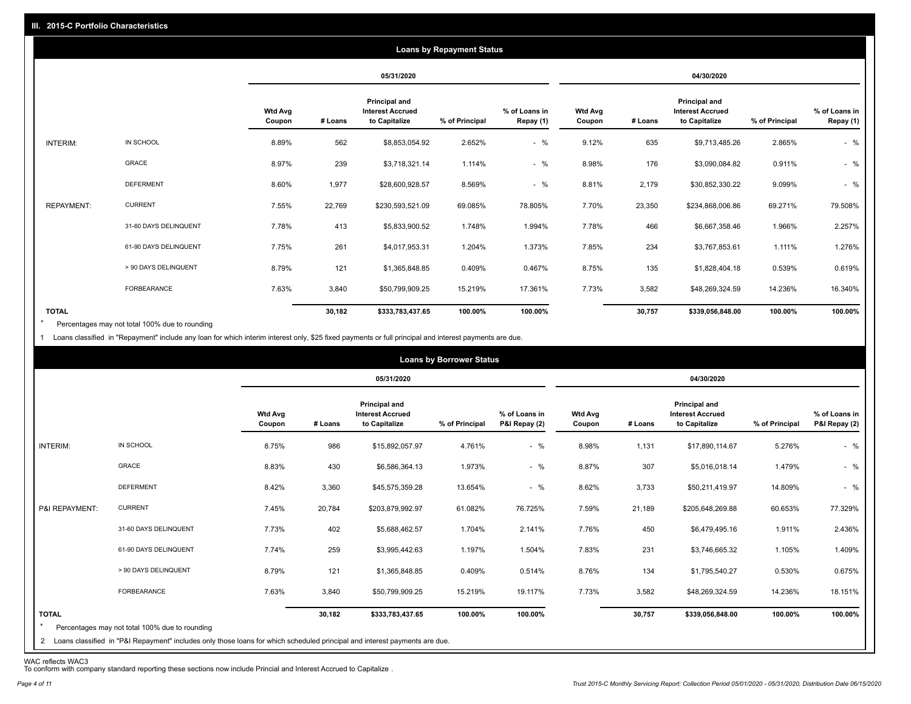## III. 2015-C Portfolio Characteristics

### Loans by Repayment Status

| | | 05/31/2020 | | | | | 04/30/2020 | | | | |
|---|---|---|---|---|---|---|---|---|---|---|---|
| | | Wtd Avg Coupon | # Loans | Principal and Interest Accrued to Capitalize | % of Principal | % of Loans in Repay (1) | Wtd Avg Coupon | # Loans | Principal and Interest Accrued to Capitalize | % of Principal | % of Loans in Repay (1) |
| INTERIM: | IN SCHOOL | 8.89% | 562 | $8,853,054.92 | 2.652% | - % | 9.12% | 635 | $9,713,485.26 | 2.865% | - % |
| | GRACE | 8.97% | 239 | $3,718,321.14 | 1.114% | - % | 8.98% | 176 | $3,090,084.82 | 0.911% | - % |
| | DEFERMENT | 8.60% | 1,977 | $28,600,928.57 | 8.569% | - % | 8.81% | 2,179 | $30,852,330.22 | 9.099% | - % |
| REPAYMENT: | CURRENT | 7.55% | 22,769 | $230,593,521.09 | 69.085% | 78.805% | 7.70% | 23,350 | $234,868,006.86 | 69.271% | 79.508% |
| | 31-60 DAYS DELINQUENT | 7.78% | 413 | $5,833,900.52 | 1.748% | 1.994% | 7.78% | 466 | $6,667,358.46 | 1.966% | 2.257% |
| | 61-90 DAYS DELINQUENT | 7.75% | 261 | $4,017,953.31 | 1.204% | 1.373% | 7.85% | 234 | $3,767,853.61 | 1.111% | 1.276% |
| | > 90 DAYS DELINQUENT | 8.79% | 121 | $1,365,848.85 | 0.409% | 0.467% | 8.75% | 135 | $1,828,404.18 | 0.539% | 0.619% |
| | FORBEARANCE | 7.63% | 3,840 | $50,799,909.25 | 15.219% | 17.361% | 7.73% | 3,582 | $48,269,324.59 | 14.236% | 16.340% |
| TOTAL | | | 30,182 | $333,783,437.65 | 100.00% | 100.00% | | 30,757 | $339,056,848.00 | 100.00% | 100.00% |

* Percentages may not total 100% due to rounding

1 Loans classified in "Repayment" include any loan for which interim interest only, $25 fixed payments or full principal and interest payments are due.

### Loans by Borrower Status

| | | 05/31/2020 | | | | | 04/30/2020 | | | | |
|---|---|---|---|---|---|---|---|---|---|---|---|
| | | Wtd Avg Coupon | # Loans | Principal and Interest Accrued to Capitalize | % of Principal | % of Loans in P&I Repay (2) | Wtd Avg Coupon | # Loans | Principal and Interest Accrued to Capitalize | % of Principal | % of Loans in P&I Repay (2) |
| INTERIM: | IN SCHOOL | 8.75% | 986 | $15,892,057.97 | 4.761% | - % | 8.98% | 1,131 | $17,890,114.67 | 5.276% | - % |
| | GRACE | 8.83% | 430 | $6,586,364.13 | 1.973% | - % | 8.87% | 307 | $5,016,018.14 | 1.479% | - % |
| | DEFERMENT | 8.42% | 3,360 | $45,575,359.28 | 13.654% | - % | 8.62% | 3,733 | $50,211,419.97 | 14.809% | - % |
| P&I REPAYMENT: | CURRENT | 7.45% | 20,784 | $203,879,992.97 | 61.082% | 76.725% | 7.59% | 21,189 | $205,648,269.88 | 60.653% | 77.329% |
| | 31-60 DAYS DELINQUENT | 7.73% | 402 | $5,688,462.57 | 1.704% | 2.141% | 7.76% | 450 | $6,479,495.16 | 1.911% | 2.436% |
| | 61-90 DAYS DELINQUENT | 7.74% | 259 | $3,995,442.63 | 1.197% | 1.504% | 7.83% | 231 | $3,746,665.32 | 1.105% | 1.409% |
| | > 90 DAYS DELINQUENT | 8.79% | 121 | $1,365,848.85 | 0.409% | 0.514% | 8.76% | 134 | $1,795,540.27 | 0.530% | 0.675% |
| | FORBEARANCE | 7.63% | 3,840 | $50,799,909.25 | 15.219% | 19.117% | 7.73% | 3,582 | $48,269,324.59 | 14.236% | 18.151% |
| TOTAL | | | 30,182 | $333,783,437.65 | 100.00% | 100.00% | | 30,757 | $339,056,848.00 | 100.00% | 100.00% |

* Percentages may not total 100% due to rounding

2 Loans classified in "P&I Repayment" includes only those loans for which scheduled principal and interest payments are due.

WAC reflects WAC3
To conform with company standard reporting these sections now include Princial and Interest Accrued to Capitalize .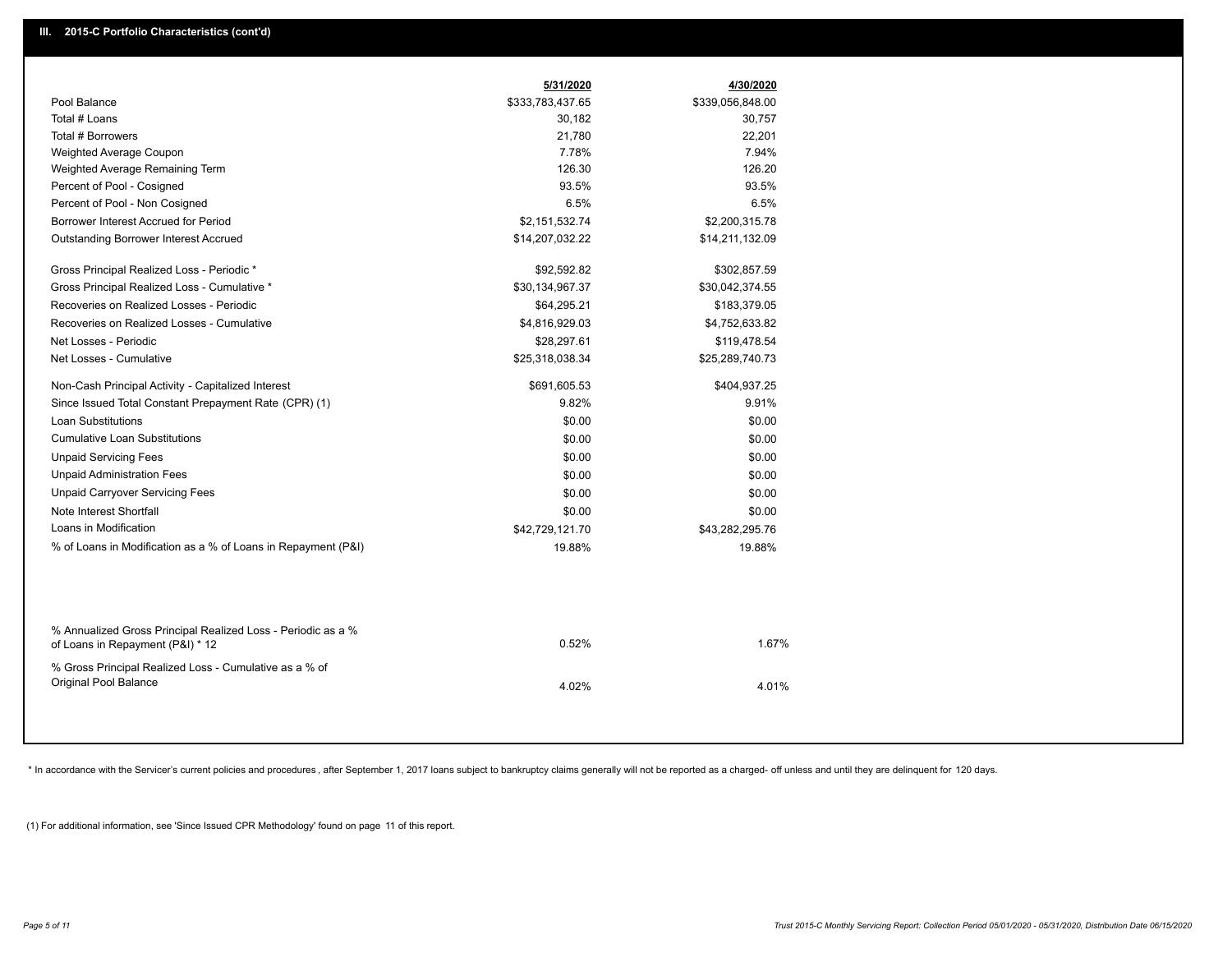## III. 2015-C Portfolio Characteristics (cont'd)

| | 5/31/2020 | 4/30/2020 |
|---|---|---|
| Pool Balance | $333,783,437.65 | $339,056,848.00 |
| Total # Loans | 30,182 | 30,757 |
| Total # Borrowers | 21,780 | 22,201 |
| Weighted Average Coupon | 7.78% | 7.94% |
| Weighted Average Remaining Term | 126.30 | 126.20 |
| Percent of Pool - Cosigned | 93.5% | 93.5% |
| Percent of Pool - Non Cosigned | 6.5% | 6.5% |
| Borrower Interest Accrued for Period | $2,151,532.74 | $2,200,315.78 |
| Outstanding Borrower Interest Accrued | $14,207,032.22 | $14,211,132.09 |
| Gross Principal Realized Loss - Periodic * | $92,592.82 | $302,857.59 |
| Gross Principal Realized Loss - Cumulative * | $30,134,967.37 | $30,042,374.55 |
| Recoveries on Realized Losses - Periodic | $64,295.21 | $183,379.05 |
| Recoveries on Realized Losses - Cumulative | $4,816,929.03 | $4,752,633.82 |
| Net Losses - Periodic | $28,297.61 | $119,478.54 |
| Net Losses - Cumulative | $25,318,038.34 | $25,289,740.73 |
| Non-Cash Principal Activity - Capitalized Interest | $691,605.53 | $404,937.25 |
| Since Issued Total Constant Prepayment Rate (CPR) (1) | 9.82% | 9.91% |
| Loan Substitutions | $0.00 | $0.00 |
| Cumulative Loan Substitutions | $0.00 | $0.00 |
| Unpaid Servicing Fees | $0.00 | $0.00 |
| Unpaid Administration Fees | $0.00 | $0.00 |
| Unpaid Carryover Servicing Fees | $0.00 | $0.00 |
| Note Interest Shortfall | $0.00 | $0.00 |
| Loans in Modification | $42,729,121.70 | $43,282,295.76 |
| % of Loans in Modification as a % of Loans in Repayment (P&I) | 19.88% | 19.88% |
| % Annualized Gross Principal Realized Loss - Periodic as a % of Loans in Repayment (P&I) * 12 | 0.52% | 1.67% |
| % Gross Principal Realized Loss - Cumulative as a % of Original Pool Balance | 4.02% | 4.01% |

* In accordance with the Servicer's current policies and procedures , after September 1, 2017 loans subject to bankruptcy claims generally will not be reported as a charged- off unless and until they are delinquent for 120 days.

(1) For additional information, see 'Since Issued CPR Methodology' found on page 11 of this report.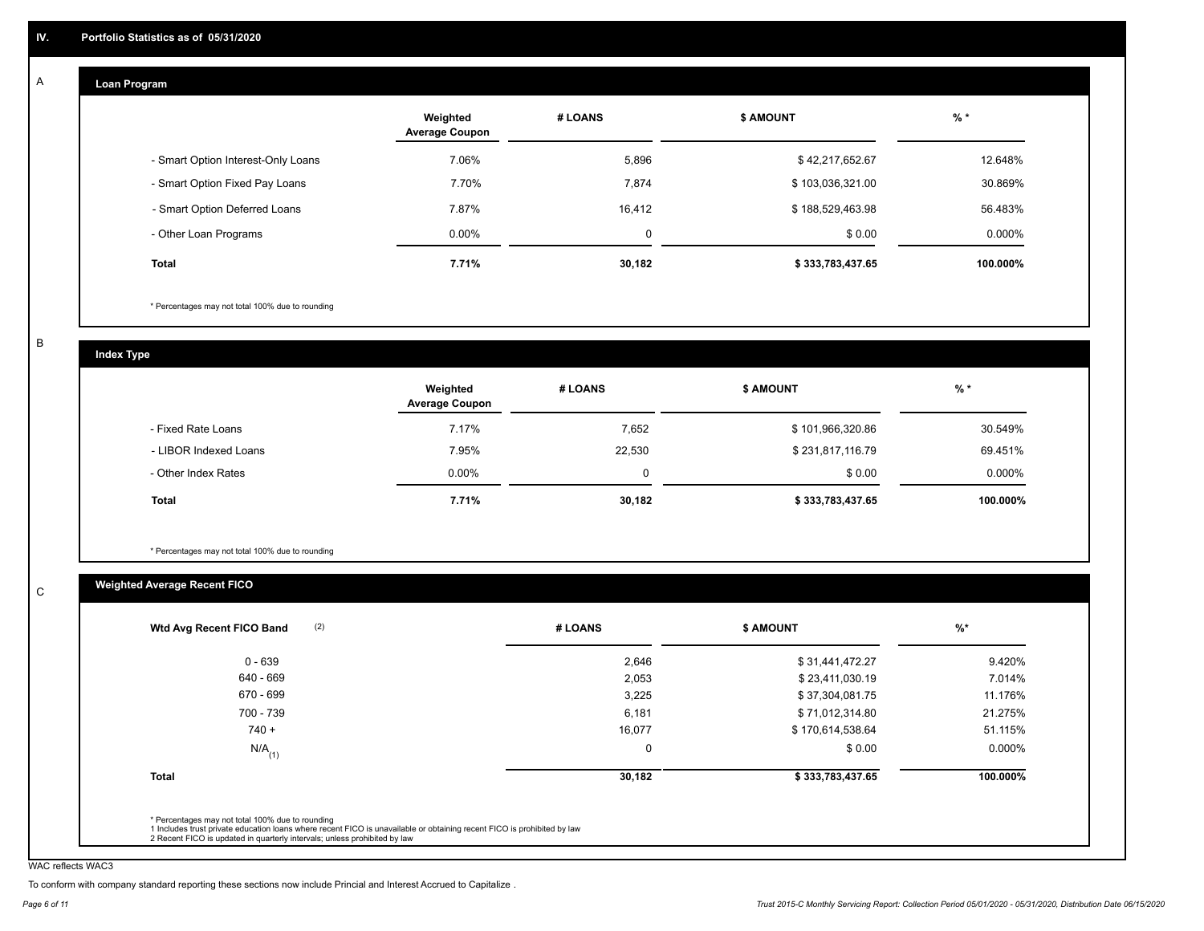## IV. Portfolio Statistics as of 05/31/2020

### A

#### Loan Program

| | Weighted Average Coupon | # LOANS | $ AMOUNT | % * |
|---|---|---|---|---|
| - Smart Option Interest-Only Loans | 7.06% | 5,896 | $ 42,217,652.67 | 12.648% |
| - Smart Option Fixed Pay Loans | 7.70% | 7,874 | $ 103,036,321.00 | 30.869% |
| - Smart Option Deferred Loans | 7.87% | 16,412 | $ 188,529,463.98 | 56.483% |
| - Other Loan Programs | 0.00% | 0 | $ 0.00 | 0.000% |
| **Total** | **7.71%** | **30,182** | **$ 333,783,437.65** | **100.000%** |

\* Percentages may not total 100% due to rounding

### B

#### Index Type

| | Weighted Average Coupon | # LOANS | $ AMOUNT | % * |
|---|---|---|---|---|
| - Fixed Rate Loans | 7.17% | 7,652 | $ 101,966,320.86 | 30.549% |
| - LIBOR Indexed Loans | 7.95% | 22,530 | $ 231,817,116.79 | 69.451% |
| - Other Index Rates | 0.00% | 0 | $ 0.00 | 0.000% |
| **Total** | **7.71%** | **30,182** | **$ 333,783,437.65** | **100.000%** |

\* Percentages may not total 100% due to rounding

### C

#### Weighted Average Recent FICO

| Wtd Avg Recent FICO Band (2) | # LOANS | $ AMOUNT | %* |
|---|---|---|---|
| 0 - 639 | 2,646 | $ 31,441,472.27 | 9.420% |
| 640 - 669 | 2,053 | $ 23,411,030.19 | 7.014% |
| 670 - 699 | 3,225 | $ 37,304,081.75 | 11.176% |
| 700 - 739 | 6,181 | $ 71,012,314.80 | 21.275% |
| 740 + | 16,077 | $ 170,614,538.64 | 51.115% |
| N/A (1) | 0 | $ 0.00 | 0.000% |
| **Total** | **30,182** | **$ 333,783,437.65** | **100.000%** |

\* Percentages may not total 100% due to rounding
1 Includes trust private education loans where recent FICO is unavailable or obtaining recent FICO is prohibited by law
2 Recent FICO is updated in quarterly intervals; unless prohibited by law

WAC reflects WAC3

To conform with company standard reporting these sections now include Princial and Interest Accrued to Capitalize .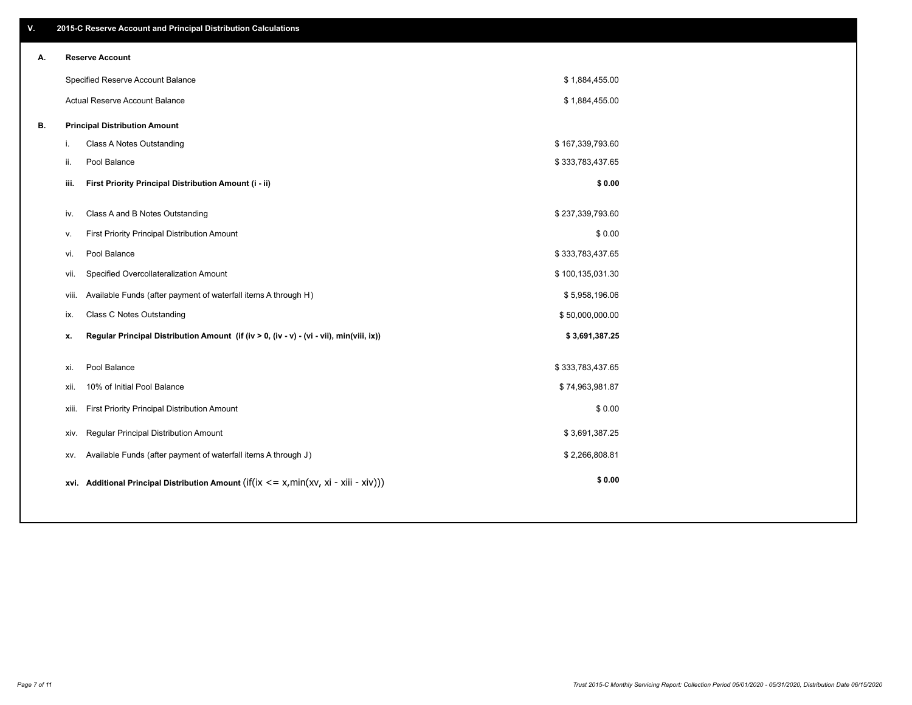## V. 2015-C Reserve Account and Principal Distribution Calculations

### A. Reserve Account

| | |
|---|---|
| Specified Reserve Account Balance | $ 1,884,455.00 |
| Actual Reserve Account Balance | $ 1,884,455.00 |

### B. Principal Distribution Amount

| | | |
|---|---|---|
| i. | Class A Notes Outstanding | $ 167,339,793.60 |
| ii. | Pool Balance | $ 333,783,437.65 |
| **iii.** | **First Priority Principal Distribution Amount (i - ii)** | **$ 0.00** |
| iv. | Class A and B Notes Outstanding | $ 237,339,793.60 |
| v. | First Priority Principal Distribution Amount | $ 0.00 |
| vi. | Pool Balance | $ 333,783,437.65 |
| vii. | Specified Overcollateralization Amount | $ 100,135,031.30 |
| viii. | Available Funds (after payment of waterfall items A through H) | $ 5,958,196.06 |
| ix. | Class C Notes Outstanding | $ 50,000,000.00 |
| **x.** | **Regular Principal Distribution Amount (if (iv > 0, (iv - v) - (vi - vii), min(viii, ix))** | **$ 3,691,387.25** |
| xi. | Pool Balance | $ 333,783,437.65 |
| xii. | 10% of Initial Pool Balance | $ 74,963,981.87 |
| xiii. | First Priority Principal Distribution Amount | $ 0.00 |
| xiv. | Regular Principal Distribution Amount | $ 3,691,387.25 |
| xv. | Available Funds (after payment of waterfall items A through J) | $ 2,266,808.81 |
| **xvi.** | **Additional Principal Distribution Amount** (if(ix <= x,min(xv, xi - xiii - xiv))) | **$ 0.00** |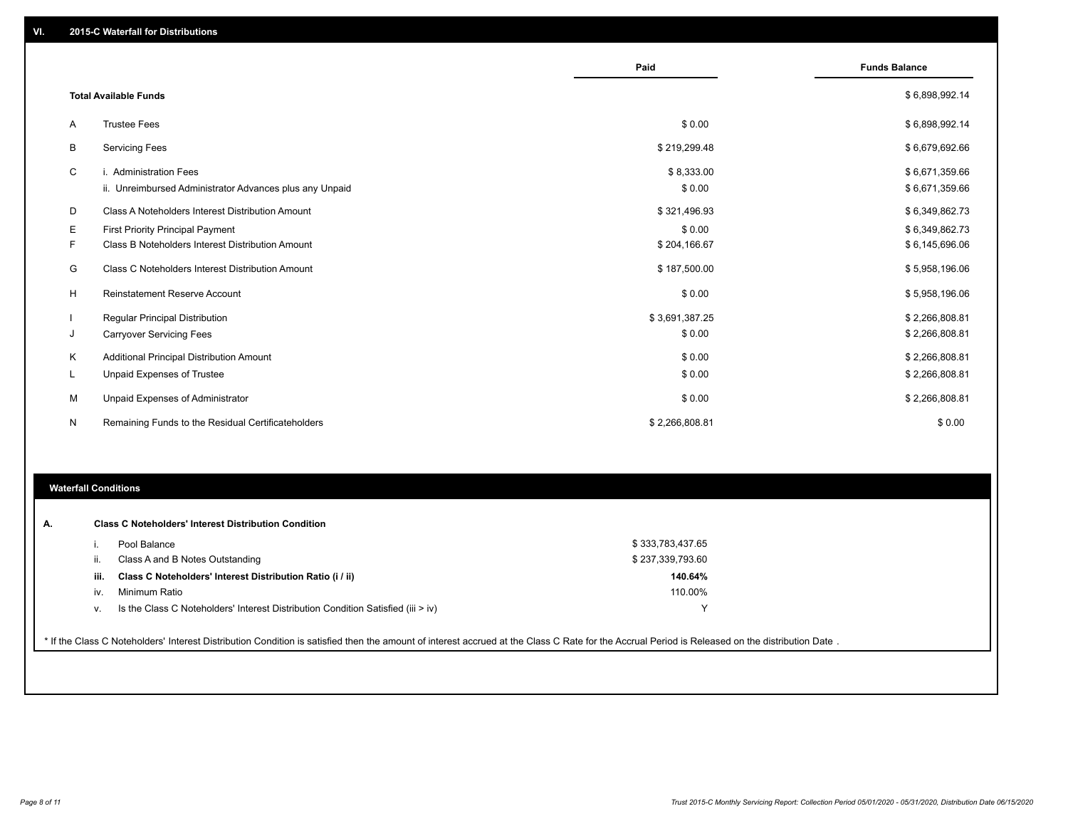## VI. 2015-C Waterfall for Distributions

| | | Paid | Funds Balance |
|---|---|---|---|
| | **Total Available Funds** | | $ 6,898,992.14 |
| A | Trustee Fees | $ 0.00 | $ 6,898,992.14 |
| B | Servicing Fees | $ 219,299.48 | $ 6,679,692.66 |
| C | i. Administration Fees | $ 8,333.00 | $ 6,671,359.66 |
| | ii. Unreimbursed Administrator Advances plus any Unpaid | $ 0.00 | $ 6,671,359.66 |
| D | Class A Noteholders Interest Distribution Amount | $ 321,496.93 | $ 6,349,862.73 |
| E | First Priority Principal Payment | $ 0.00 | $ 6,349,862.73 |
| F | Class B Noteholders Interest Distribution Amount | $ 204,166.67 | $ 6,145,696.06 |
| G | Class C Noteholders Interest Distribution Amount | $ 187,500.00 | $ 5,958,196.06 |
| H | Reinstatement Reserve Account | $ 0.00 | $ 5,958,196.06 |
| I | Regular Principal Distribution | $ 3,691,387.25 | $ 2,266,808.81 |
| J | Carryover Servicing Fees | $ 0.00 | $ 2,266,808.81 |
| K | Additional Principal Distribution Amount | $ 0.00 | $ 2,266,808.81 |
| L | Unpaid Expenses of Trustee | $ 0.00 | $ 2,266,808.81 |
| M | Unpaid Expenses of Administrator | $ 0.00 | $ 2,266,808.81 |
| N | Remaining Funds to the Residual Certificateholders | $ 2,266,808.81 | $ 0.00 |

### Waterfall Conditions

**A. Class C Noteholders' Interest Distribution Condition**

| | | |
|---|---|---|
| i. | Pool Balance | $ 333,783,437.65 |
| ii. | Class A and B Notes Outstanding | $ 237,339,793.60 |
| **iii.** | **Class C Noteholders' Interest Distribution Ratio (i / ii)** | **140.64%** |
| iv. | Minimum Ratio | 110.00% |
| v. | Is the Class C Noteholders' Interest Distribution Condition Satisfied (iii > iv) | Y |

* If the Class C Noteholders' Interest Distribution Condition is satisfied then the amount of interest accrued at the Class C Rate for the Accrual Period is Released on the distribution Date .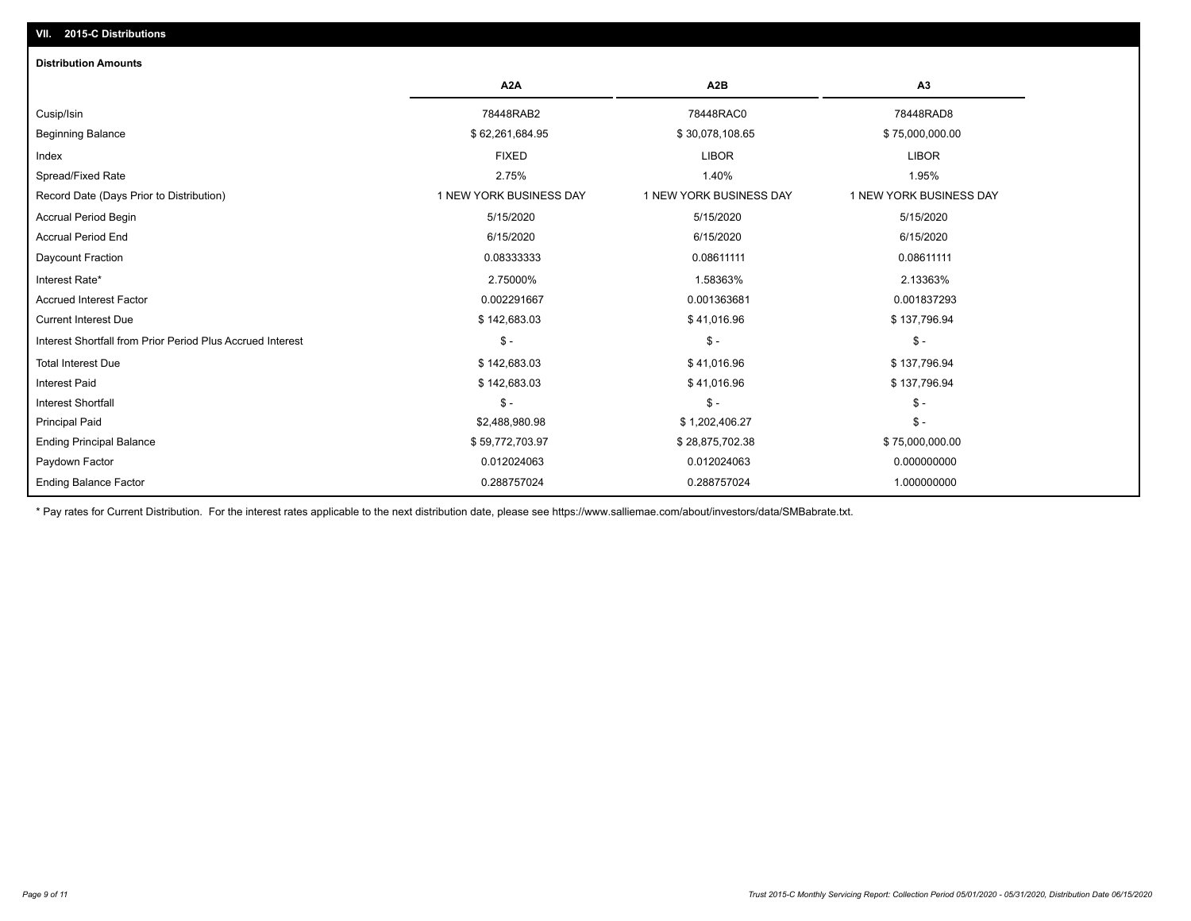## VII. 2015-C Distributions

### Distribution Amounts

| | A2A | A2B | A3 |
|---|---|---|---|
| Cusip/Isin | 78448RAB2 | 78448RAC0 | 78448RAD8 |
| Beginning Balance | $ 62,261,684.95 | $ 30,078,108.65 | $ 75,000,000.00 |
| Index | FIXED | LIBOR | LIBOR |
| Spread/Fixed Rate | 2.75% | 1.40% | 1.95% |
| Record Date (Days Prior to Distribution) | 1 NEW YORK BUSINESS DAY | 1 NEW YORK BUSINESS DAY | 1 NEW YORK BUSINESS DAY |
| Accrual Period Begin | 5/15/2020 | 5/15/2020 | 5/15/2020 |
| Accrual Period End | 6/15/2020 | 6/15/2020 | 6/15/2020 |
| Daycount Fraction | 0.08333333 | 0.08611111 | 0.08611111 |
| Interest Rate* | 2.75000% | 1.58363% | 2.13363% |
| Accrued Interest Factor | 0.002291667 | 0.001363681 | 0.001837293 |
| Current Interest Due | $ 142,683.03 | $ 41,016.96 | $ 137,796.94 |
| Interest Shortfall from Prior Period Plus Accrued Interest | $ - | $ - | $ - |
| Total Interest Due | $ 142,683.03 | $ 41,016.96 | $ 137,796.94 |
| Interest Paid | $ 142,683.03 | $ 41,016.96 | $ 137,796.94 |
| Interest Shortfall | $ - | $ - | $ - |
| Principal Paid | $2,488,980.98 | $ 1,202,406.27 | $ - |
| Ending Principal Balance | $ 59,772,703.97 | $ 28,875,702.38 | $ 75,000,000.00 |
| Paydown Factor | 0.012024063 | 0.012024063 | 0.000000000 |
| Ending Balance Factor | 0.288757024 | 0.288757024 | 1.000000000 |

* Pay rates for Current Distribution. For the interest rates applicable to the next distribution date, please see https://www.salliemae.com/about/investors/data/SMBabrate.txt.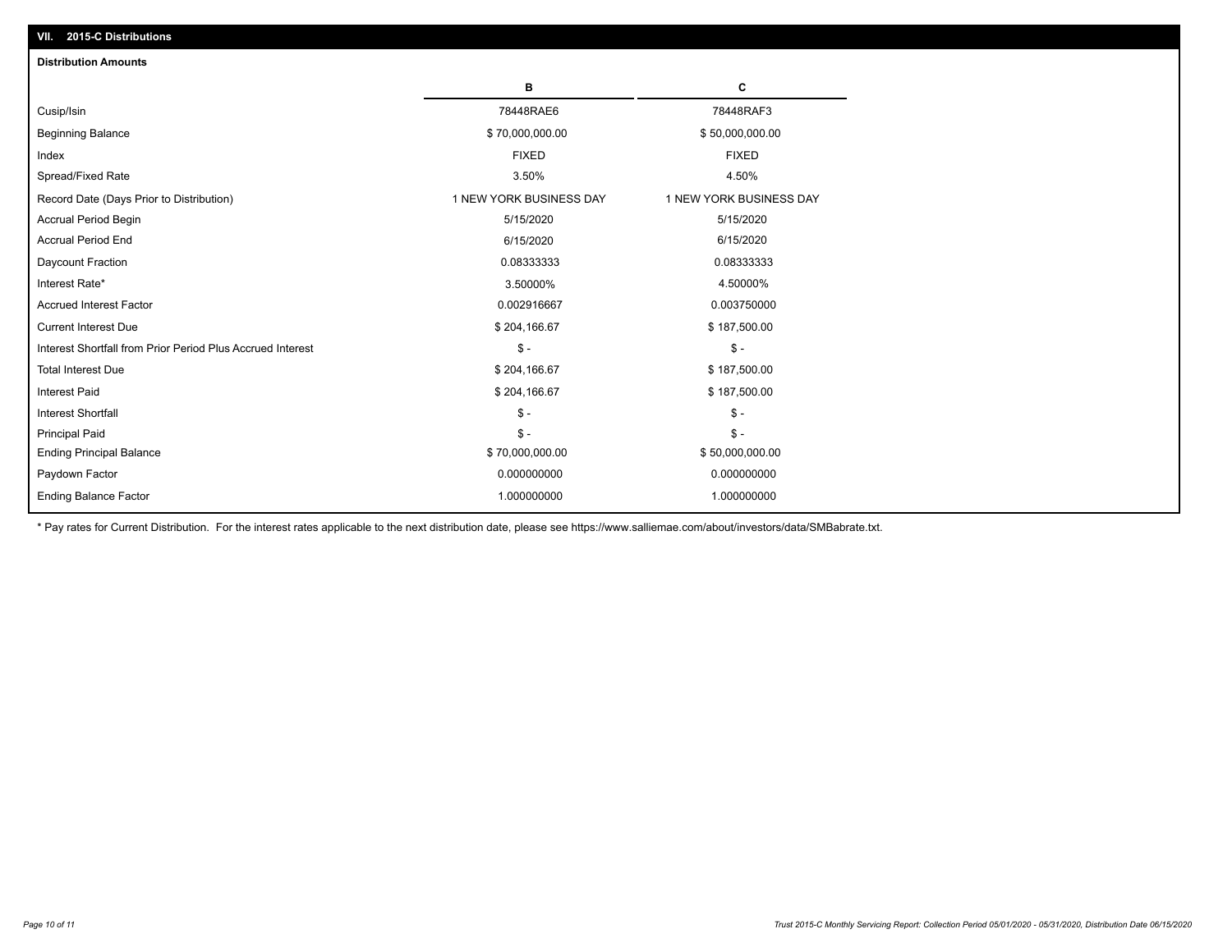## VII. 2015-C Distributions

**Distribution Amounts**

| | B | C |
|---|---|---|
| Cusip/Isin | 78448RAE6 | 78448RAF3 |
| Beginning Balance | $ 70,000,000.00 | $ 50,000,000.00 |
| Index | FIXED | FIXED |
| Spread/Fixed Rate | 3.50% | 4.50% |
| Record Date (Days Prior to Distribution) | 1 NEW YORK BUSINESS DAY | 1 NEW YORK BUSINESS DAY |
| Accrual Period Begin | 5/15/2020 | 5/15/2020 |
| Accrual Period End | 6/15/2020 | 6/15/2020 |
| Daycount Fraction | 0.08333333 | 0.08333333 |
| Interest Rate* | 3.50000% | 4.50000% |
| Accrued Interest Factor | 0.002916667 | 0.003750000 |
| Current Interest Due | $ 204,166.67 | $ 187,500.00 |
| Interest Shortfall from Prior Period Plus Accrued Interest | $ - | $ - |
| Total Interest Due | $ 204,166.67 | $ 187,500.00 |
| Interest Paid | $ 204,166.67 | $ 187,500.00 |
| Interest Shortfall | $ - | $ - |
| Principal Paid | $ - | $ - |
| Ending Principal Balance | $ 70,000,000.00 | $ 50,000,000.00 |
| Paydown Factor | 0.000000000 | 0.000000000 |
| Ending Balance Factor | 1.000000000 | 1.000000000 |

* Pay rates for Current Distribution. For the interest rates applicable to the next distribution date, please see https://www.salliemae.com/about/investors/data/SMBabrate.txt.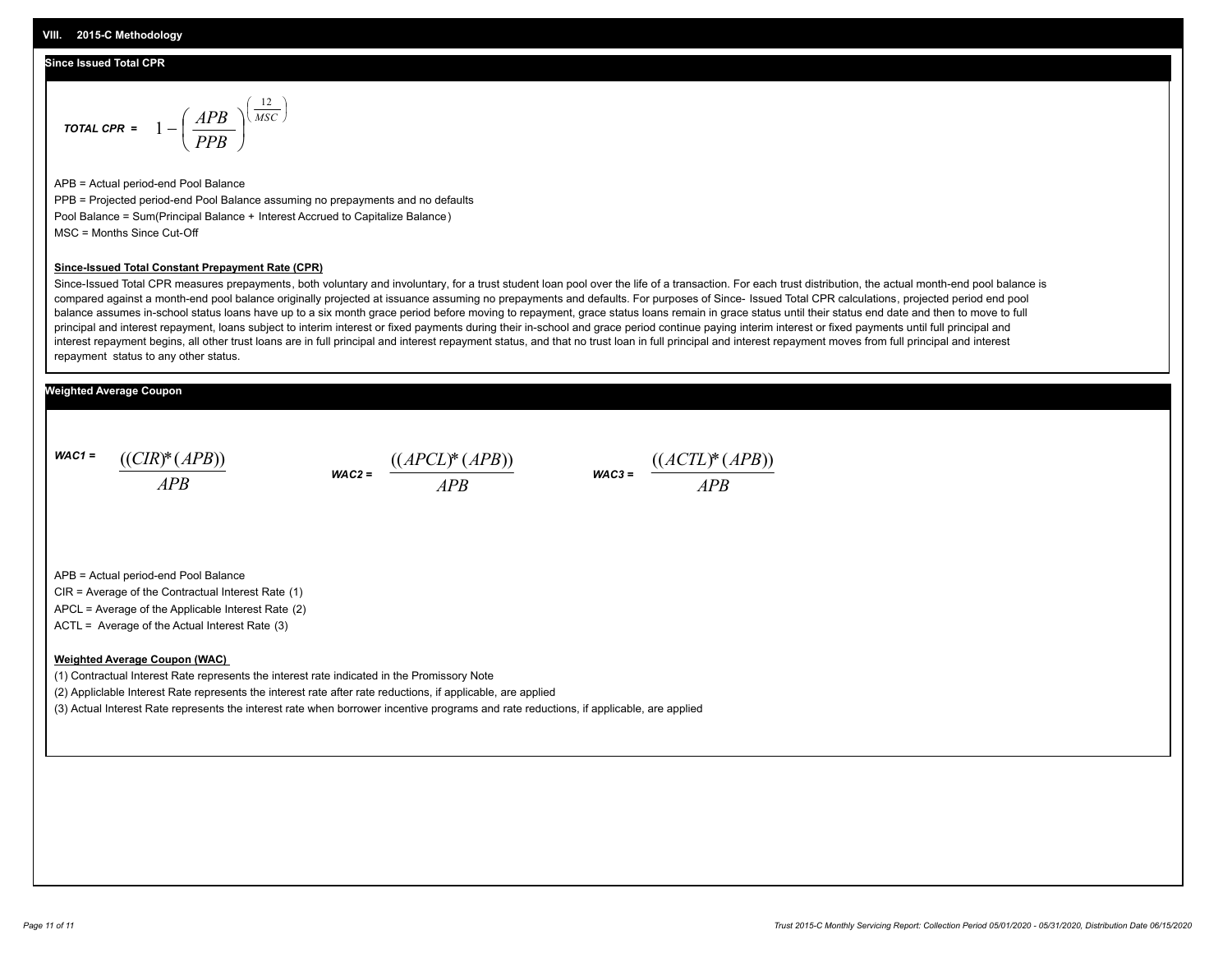## VIII. 2015-C Methodology

### Since Issued Total CPR

$$\textit{TOTAL CPR} = 1 - \left(\frac{APB}{PPB}\right)^{\left(\frac{12}{MSC}\right)}$$

APB = Actual period-end Pool Balance

PPB = Projected period-end Pool Balance assuming no prepayments and no defaults

Pool Balance = Sum(Principal Balance + Interest Accrued to Capitalize Balance)

MSC = Months Since Cut-Off

**Since-Issued Total Constant Prepayment Rate (CPR)**

Since-Issued Total CPR measures prepayments, both voluntary and involuntary, for a trust student loan pool over the life of a transaction. For each trust distribution, the actual month-end pool balance is compared against a month-end pool balance originally projected at issuance assuming no prepayments and defaults. For purposes of Since- Issued Total CPR calculations, projected period end pool balance assumes in-school status loans have up to a six month grace period before moving to repayment, grace status loans remain in grace status until their status end date and then to move to full principal and interest repayment, loans subject to interim interest or fixed payments during their in-school and grace period continue paying interim interest or fixed payments until full principal and interest repayment begins, all other trust loans are in full principal and interest repayment status, and that no trust loan in full principal and interest repayment moves from full principal and interest repayment status to any other status.

### Weighted Average Coupon

$$\textit{WAC1} = \frac{((CIR)*(APB))}{APB} \qquad \textit{WAC2} = \frac{((APCL)*(APB))}{APB} \qquad \textit{WAC3} = \frac{((ACTL)*(APB))}{APB}$$

APB = Actual period-end Pool Balance

CIR = Average of the Contractual Interest Rate (1)

APCL = Average of the Applicable Interest Rate (2)

ACTL = Average of the Actual Interest Rate (3)

**Weighted Average Coupon (WAC)**

(1) Contractual Interest Rate represents the interest rate indicated in the Promissory Note

(2) Appliclable Interest Rate represents the interest rate after rate reductions, if applicable, are applied

(3) Actual Interest Rate represents the interest rate when borrower incentive programs and rate reductions, if applicable, are applied